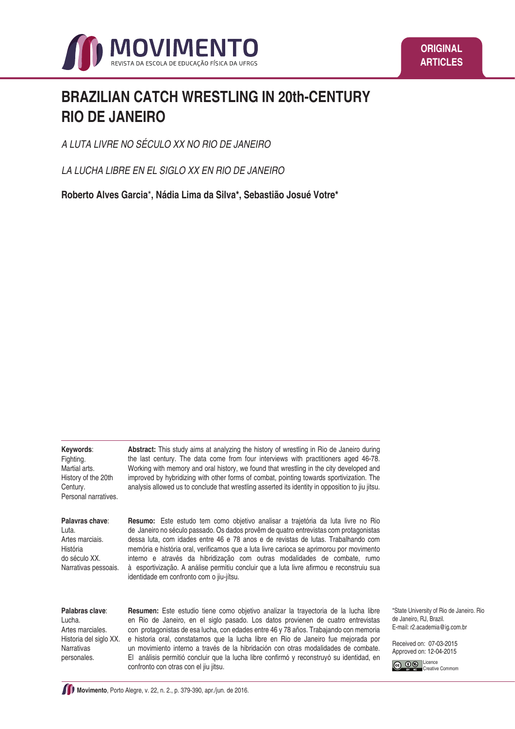ORIGINAL ARTICLES

# BRAZILIAN CATCH WRESTLING IN 20th-CENTURY RIO DE JANEIRO

*A LUTA LIVRE NO SÉCULO XX NO RIO DE JANEIRO*

*LA LUCHA LIBRE EN EL SIGLO XX EN RIO DE JANEIRO*

**Roberto Alves Garcia\*, Nádia Lima da Silva\*, Sebastião Josué Votre\***

**Keywords**: Fighting. Martial arts. History of the 20th Century. Personal narratives.

**Abstract:** This study aims at analyzing the history of wrestling in Rio de Janeiro during the last century. The data come from four interviews with practitioners aged 46-78. Working with memory and oral history, we found that wrestling in the city developed and improved by hybridizing with other forms of combat, pointing towards sportivization. The analysis allowed us to conclude that wrestling asserted its identity in opposition to jiu jitsu.

**Palavras chave**: Luta. Artes marciais. História do século XX. Narrativas pessoais.

**Resumo:** Este estudo tem como objetivo analisar a trajetória da luta livre no Rio de Janeiro no século passado. Os dados provêm de quatro entrevistas com protagonistas dessa luta, com idades entre 46 e 78 anos e de revistas de lutas. Trabalhando com memória e história oral, verificamos que a luta livre carioca se aprimorou por movimento interno e através da hibridização com outras modalidades de combate, rumo à esportivização. A análise permitiu concluir que a luta livre afirmou e reconstruiu sua identidade em confronto com o jiu-jítsu.

**Palabras clave**: Lucha. Artes marciales. Historia del siglo XX. Narrativas personales.

**Resumen:** Este estudio tiene como objetivo analizar la trayectoria de la lucha libre en Rio de Janeiro, en el siglo pasado. Los datos provienen de cuatro entrevistas con protagonistas de esa lucha, con edades entre 46 y 78 años. Trabajando con memoria e historia oral, constatamos que la lucha libre en Rio de Janeiro fue mejorada por un movimiento interno a través de la hibridación con otras modalidades de combate. El análisis permitió concluir que la lucha libre confirmó y reconstruyó su identidad, en confronto con otras con el jiu jitsu.

\*State University of Rio de Janeiro. Rio de Janeiro, RJ, Brazil.
E-mail: r2.academia@ig.com.br

Received on: 07-03-2015
Approved on: 12-04-2015

Licence Creative Commom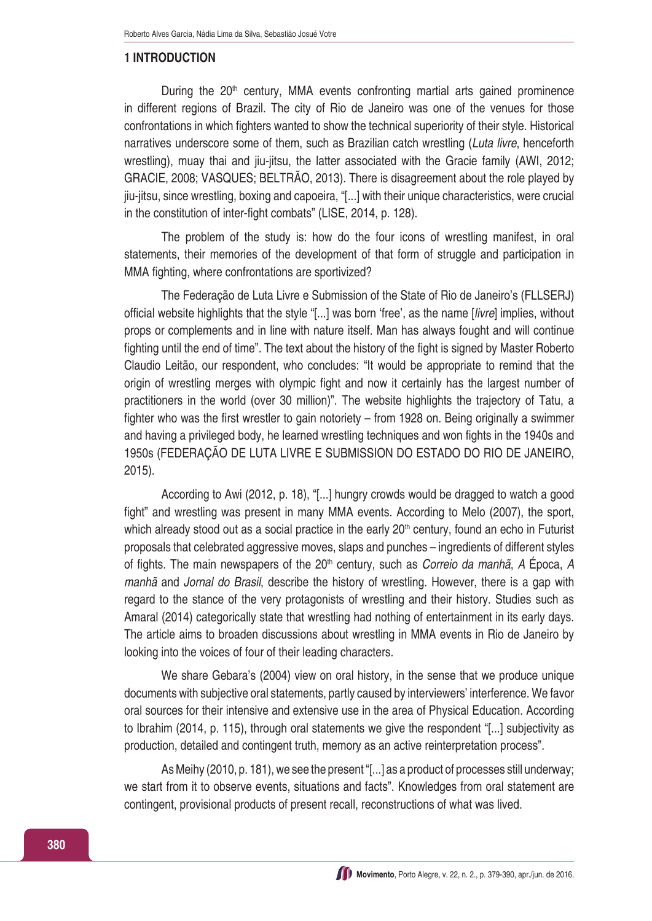## 1 INTRODUCTION

During the 20th century, MMA events confronting martial arts gained prominence in different regions of Brazil. The city of Rio de Janeiro was one of the venues for those confrontations in which fighters wanted to show the technical superiority of their style. Historical narratives underscore some of them, such as Brazilian catch wrestling (*Luta livre*, henceforth wrestling), muay thai and jiu-jitsu, the latter associated with the Gracie family (AWI, 2012; GRACIE, 2008; VASQUES; BELTRÃO, 2013). There is disagreement about the role played by jiu-jitsu, since wrestling, boxing and capoeira, "[...] with their unique characteristics, were crucial in the constitution of inter-fight combats" (LISE, 2014, p. 128).

The problem of the study is: how do the four icons of wrestling manifest, in oral statements, their memories of the development of that form of struggle and participation in MMA fighting, where confrontations are sportivized?

The Federação de Luta Livre e Submission of the State of Rio de Janeiro's (FLLSERJ) official website highlights that the style "[...] was born 'free', as the name [*livre*] implies, without props or complements and in line with nature itself. Man has always fought and will continue fighting until the end of time". The text about the history of the fight is signed by Master Roberto Claudio Leitão, our respondent, who concludes: "It would be appropriate to remind that the origin of wrestling merges with olympic fight and now it certainly has the largest number of practitioners in the world (over 30 million)". The website highlights the trajectory of Tatu, a fighter who was the first wrestler to gain notoriety – from 1928 on. Being originally a swimmer and having a privileged body, he learned wrestling techniques and won fights in the 1940s and 1950s (FEDERAÇÃO DE LUTA LIVRE E SUBMISSION DO ESTADO DO RIO DE JANEIRO, 2015).

According to Awi (2012, p. 18), "[...] hungry crowds would be dragged to watch a good fight" and wrestling was present in many MMA events. According to Melo (2007), the sport, which already stood out as a social practice in the early 20th century, found an echo in Futurist proposals that celebrated aggressive moves, slaps and punches – ingredients of different styles of fights. The main newspapers of the 20th century, such as *Correio da manhã*, *A* Época, *A manhã* and *Jornal do Brasil*, describe the history of wrestling. However, there is a gap with regard to the stance of the very protagonists of wrestling and their history. Studies such as Amaral (2014) categorically state that wrestling had nothing of entertainment in its early days. The article aims to broaden discussions about wrestling in MMA events in Rio de Janeiro by looking into the voices of four of their leading characters.

We share Gebara's (2004) view on oral history, in the sense that we produce unique documents with subjective oral statements, partly caused by interviewers' interference. We favor oral sources for their intensive and extensive use in the area of Physical Education. According to Ibrahim (2014, p. 115), through oral statements we give the respondent "[...] subjectivity as production, detailed and contingent truth, memory as an active reinterpretation process".

As Meihy (2010, p. 181), we see the present "[...] as a product of processes still underway; we start from it to observe events, situations and facts". Knowledges from oral statement are contingent, provisional products of present recall, reconstructions of what was lived.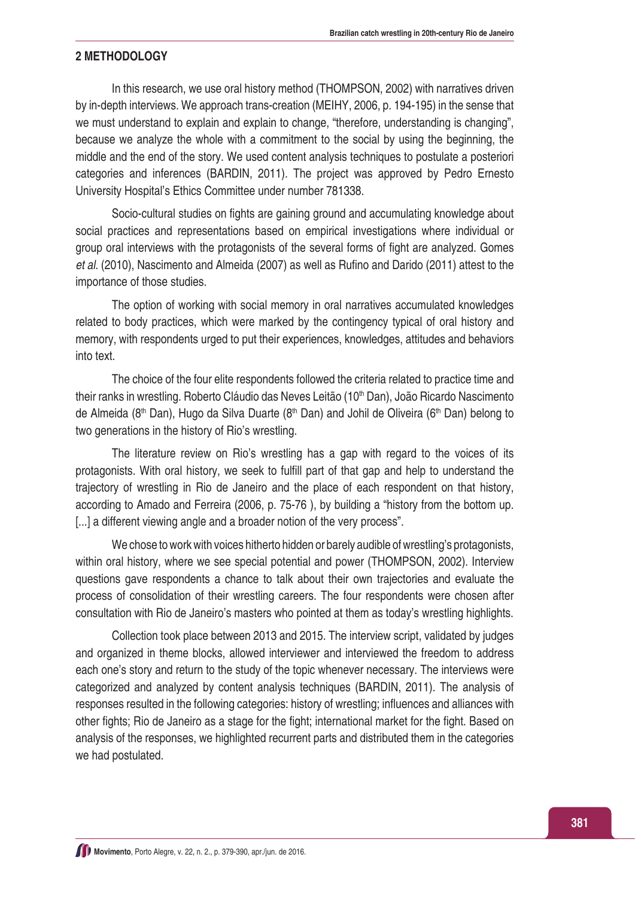## 2 METHODOLOGY

In this research, we use oral history method (THOMPSON, 2002) with narratives driven by in-depth interviews. We approach trans-creation (MEIHY, 2006, p. 194-195) in the sense that we must understand to explain and explain to change, "therefore, understanding is changing", because we analyze the whole with a commitment to the social by using the beginning, the middle and the end of the story. We used content analysis techniques to postulate a posteriori categories and inferences (BARDIN, 2011). The project was approved by Pedro Ernesto University Hospital's Ethics Committee under number 781338.

Socio-cultural studies on fights are gaining ground and accumulating knowledge about social practices and representations based on empirical investigations where individual or group oral interviews with the protagonists of the several forms of fight are analyzed. Gomes *et al.* (2010), Nascimento and Almeida (2007) as well as Rufino and Darido (2011) attest to the importance of those studies.

The option of working with social memory in oral narratives accumulated knowledges related to body practices, which were marked by the contingency typical of oral history and memory, with respondents urged to put their experiences, knowledges, attitudes and behaviors into text.

The choice of the four elite respondents followed the criteria related to practice time and their ranks in wrestling. Roberto Cláudio das Neves Leitão (10th Dan), João Ricardo Nascimento de Almeida (8th Dan), Hugo da Silva Duarte (8th Dan) and Johil de Oliveira (6th Dan) belong to two generations in the history of Rio's wrestling.

The literature review on Rio's wrestling has a gap with regard to the voices of its protagonists. With oral history, we seek to fulfill part of that gap and help to understand the trajectory of wrestling in Rio de Janeiro and the place of each respondent on that history, according to Amado and Ferreira (2006, p. 75-76 ), by building a "history from the bottom up. [...] a different viewing angle and a broader notion of the very process".

We chose to work with voices hitherto hidden or barely audible of wrestling's protagonists, within oral history, where we see special potential and power (THOMPSON, 2002). Interview questions gave respondents a chance to talk about their own trajectories and evaluate the process of consolidation of their wrestling careers. The four respondents were chosen after consultation with Rio de Janeiro's masters who pointed at them as today's wrestling highlights.

Collection took place between 2013 and 2015. The interview script, validated by judges and organized in theme blocks, allowed interviewer and interviewed the freedom to address each one's story and return to the study of the topic whenever necessary. The interviews were categorized and analyzed by content analysis techniques (BARDIN, 2011). The analysis of responses resulted in the following categories: history of wrestling; influences and alliances with other fights; Rio de Janeiro as a stage for the fight; international market for the fight. Based on analysis of the responses, we highlighted recurrent parts and distributed them in the categories we had postulated.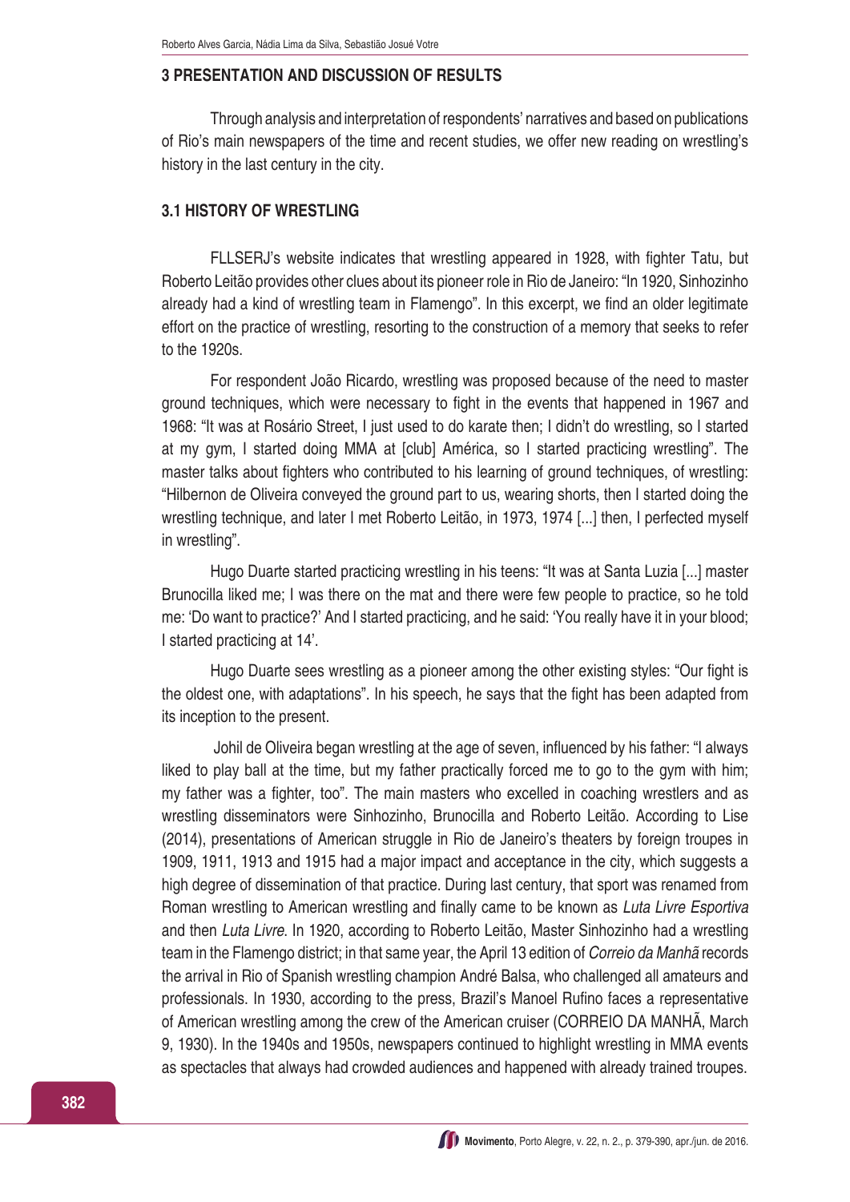## 3 PRESENTATION AND DISCUSSION OF RESULTS

Through analysis and interpretation of respondents' narratives and based on publications of Rio's main newspapers of the time and recent studies, we offer new reading on wrestling's history in the last century in the city.

### 3.1 HISTORY OF WRESTLING

FLLSERJ's website indicates that wrestling appeared in 1928, with fighter Tatu, but Roberto Leitão provides other clues about its pioneer role in Rio de Janeiro: "In 1920, Sinhozinho already had a kind of wrestling team in Flamengo". In this excerpt, we find an older legitimate effort on the practice of wrestling, resorting to the construction of a memory that seeks to refer to the 1920s.

For respondent João Ricardo, wrestling was proposed because of the need to master ground techniques, which were necessary to fight in the events that happened in 1967 and 1968: "It was at Rosário Street, I just used to do karate then; I didn't do wrestling, so I started at my gym, I started doing MMA at [club] América, so I started practicing wrestling". The master talks about fighters who contributed to his learning of ground techniques, of wrestling: "Hilbernon de Oliveira conveyed the ground part to us, wearing shorts, then I started doing the wrestling technique, and later I met Roberto Leitão, in 1973, 1974 [...] then, I perfected myself in wrestling".

Hugo Duarte started practicing wrestling in his teens: "It was at Santa Luzia [...] master Brunocilla liked me; I was there on the mat and there were few people to practice, so he told me: 'Do want to practice?' And I started practicing, and he said: 'You really have it in your blood; I started practicing at 14'.

Hugo Duarte sees wrestling as a pioneer among the other existing styles: "Our fight is the oldest one, with adaptations". In his speech, he says that the fight has been adapted from its inception to the present.

Johil de Oliveira began wrestling at the age of seven, influenced by his father: "I always liked to play ball at the time, but my father practically forced me to go to the gym with him; my father was a fighter, too". The main masters who excelled in coaching wrestlers and as wrestling disseminators were Sinhozinho, Brunocilla and Roberto Leitão. According to Lise (2014), presentations of American struggle in Rio de Janeiro's theaters by foreign troupes in 1909, 1911, 1913 and 1915 had a major impact and acceptance in the city, which suggests a high degree of dissemination of that practice. During last century, that sport was renamed from Roman wrestling to American wrestling and finally came to be known as *Luta Livre Esportiva* and then *Luta Livre*. In 1920, according to Roberto Leitão, Master Sinhozinho had a wrestling team in the Flamengo district; in that same year, the April 13 edition of *Correio da Manhã* records the arrival in Rio of Spanish wrestling champion André Balsa, who challenged all amateurs and professionals. In 1930, according to the press, Brazil's Manoel Rufino faces a representative of American wrestling among the crew of the American cruiser (CORREIO DA MANHÃ, March 9, 1930). In the 1940s and 1950s, newspapers continued to highlight wrestling in MMA events as spectacles that always had crowded audiences and happened with already trained troupes.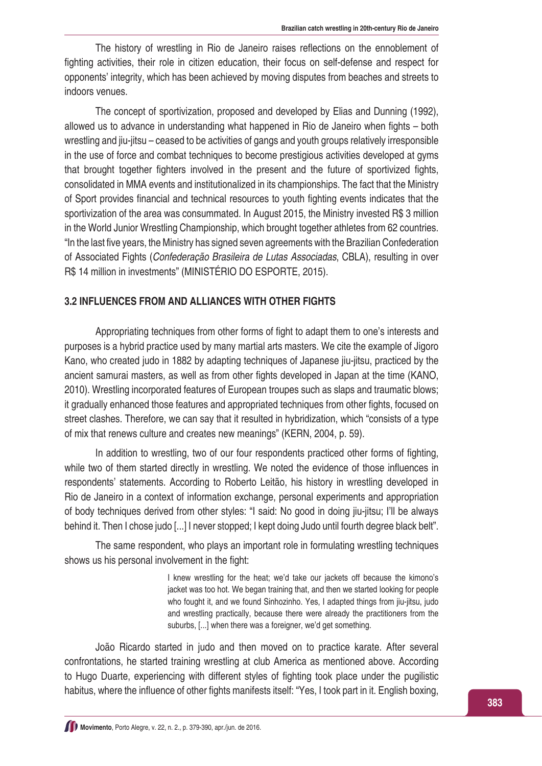The history of wrestling in Rio de Janeiro raises reflections on the ennoblement of fighting activities, their role in citizen education, their focus on self-defense and respect for opponents' integrity, which has been achieved by moving disputes from beaches and streets to indoors venues.

The concept of sportivization, proposed and developed by Elias and Dunning (1992), allowed us to advance in understanding what happened in Rio de Janeiro when fights – both wrestling and jiu-jitsu – ceased to be activities of gangs and youth groups relatively irresponsible in the use of force and combat techniques to become prestigious activities developed at gyms that brought together fighters involved in the present and the future of sportivized fights, consolidated in MMA events and institutionalized in its championships. The fact that the Ministry of Sport provides financial and technical resources to youth fighting events indicates that the sportivization of the area was consummated. In August 2015, the Ministry invested R$ 3 million in the World Junior Wrestling Championship, which brought together athletes from 62 countries. "In the last five years, the Ministry has signed seven agreements with the Brazilian Confederation of Associated Fights (*Confederação Brasileira de Lutas Associadas*, CBLA), resulting in over R$ 14 million in investments" (MINISTÉRIO DO ESPORTE, 2015).

## 3.2 INFLUENCES FROM AND ALLIANCES WITH OTHER FIGHTS

Appropriating techniques from other forms of fight to adapt them to one's interests and purposes is a hybrid practice used by many martial arts masters. We cite the example of Jigoro Kano, who created judo in 1882 by adapting techniques of Japanese jiu-jitsu, practiced by the ancient samurai masters, as well as from other fights developed in Japan at the time (KANO, 2010). Wrestling incorporated features of European troupes such as slaps and traumatic blows; it gradually enhanced those features and appropriated techniques from other fights, focused on street clashes. Therefore, we can say that it resulted in hybridization, which "consists of a type of mix that renews culture and creates new meanings" (KERN, 2004, p. 59).

In addition to wrestling, two of our four respondents practiced other forms of fighting, while two of them started directly in wrestling. We noted the evidence of those influences in respondents' statements. According to Roberto Leitão, his history in wrestling developed in Rio de Janeiro in a context of information exchange, personal experiments and appropriation of body techniques derived from other styles: "I said: No good in doing jiu-jitsu; I'll be always behind it. Then I chose judo [...] I never stopped; I kept doing Judo until fourth degree black belt".

The same respondent, who plays an important role in formulating wrestling techniques shows us his personal involvement in the fight:

> I knew wrestling for the heat; we'd take our jackets off because the kimono's jacket was too hot. We began training that, and then we started looking for people who fought it, and we found Sinhozinho. Yes, I adapted things from jiu-jitsu, judo and wrestling practically, because there were already the practitioners from the suburbs, [...] when there was a foreigner, we'd get something.

João Ricardo started in judo and then moved on to practice karate. After several confrontations, he started training wrestling at club America as mentioned above. According to Hugo Duarte, experiencing with different styles of fighting took place under the pugilistic habitus, where the influence of other fights manifests itself: "Yes, I took part in it. English boxing,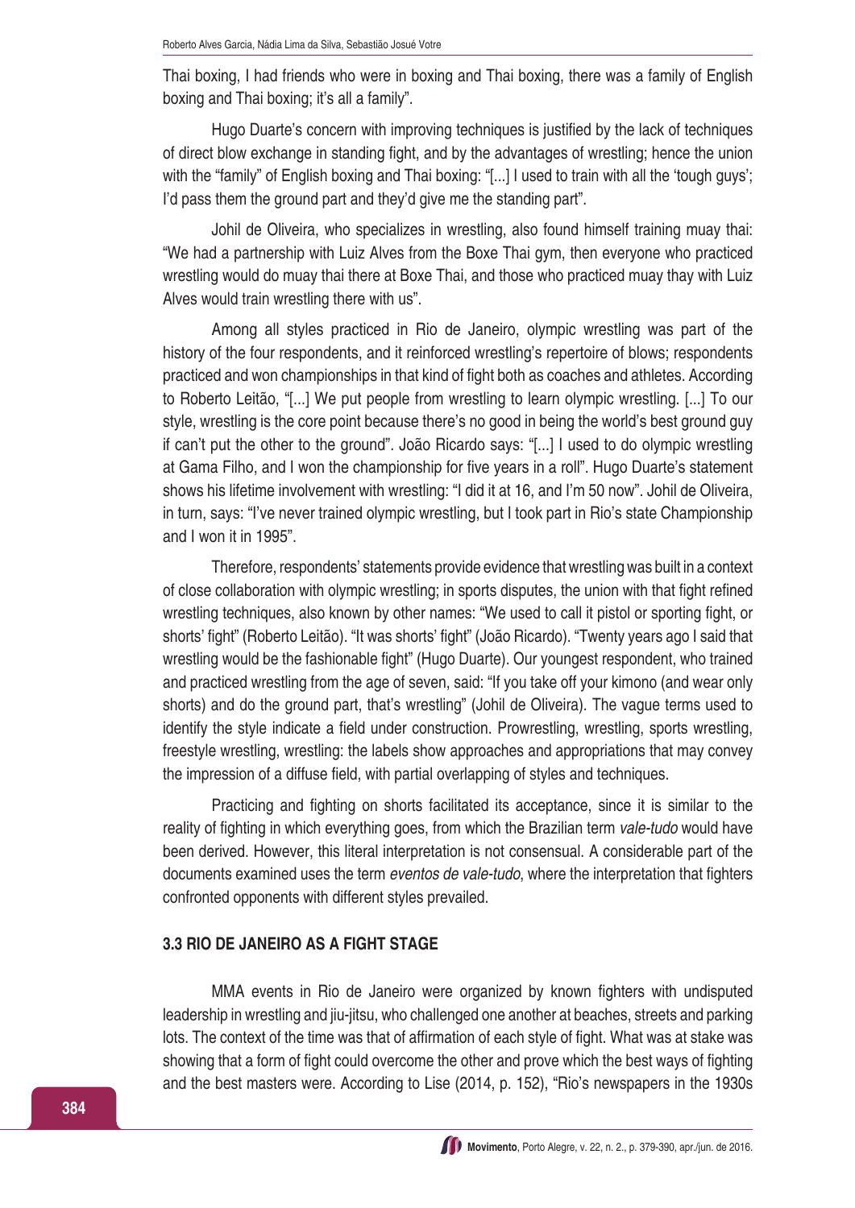Thai boxing, I had friends who were in boxing and Thai boxing, there was a family of English boxing and Thai boxing; it's all a family".

Hugo Duarte's concern with improving techniques is justified by the lack of techniques of direct blow exchange in standing fight, and by the advantages of wrestling; hence the union with the "family" of English boxing and Thai boxing: "[...] I used to train with all the 'tough guys'; I'd pass them the ground part and they'd give me the standing part".

Johil de Oliveira, who specializes in wrestling, also found himself training muay thai: "We had a partnership with Luiz Alves from the Boxe Thai gym, then everyone who practiced wrestling would do muay thai there at Boxe Thai, and those who practiced muay thay with Luiz Alves would train wrestling there with us".

Among all styles practiced in Rio de Janeiro, olympic wrestling was part of the history of the four respondents, and it reinforced wrestling's repertoire of blows; respondents practiced and won championships in that kind of fight both as coaches and athletes. According to Roberto Leitão, "[...] We put people from wrestling to learn olympic wrestling. [...] To our style, wrestling is the core point because there's no good in being the world's best ground guy if can't put the other to the ground". João Ricardo says: "[...] I used to do olympic wrestling at Gama Filho, and I won the championship for five years in a roll". Hugo Duarte's statement shows his lifetime involvement with wrestling: "I did it at 16, and I'm 50 now". Johil de Oliveira, in turn, says: "I've never trained olympic wrestling, but I took part in Rio's state Championship and I won it in 1995".

Therefore, respondents' statements provide evidence that wrestling was built in a context of close collaboration with olympic wrestling; in sports disputes, the union with that fight refined wrestling techniques, also known by other names: "We used to call it pistol or sporting fight, or shorts' fight" (Roberto Leitão). "It was shorts' fight" (João Ricardo). "Twenty years ago I said that wrestling would be the fashionable fight" (Hugo Duarte). Our youngest respondent, who trained and practiced wrestling from the age of seven, said: "If you take off your kimono (and wear only shorts) and do the ground part, that's wrestling" (Johil de Oliveira). The vague terms used to identify the style indicate a field under construction. Prowrestling, wrestling, sports wrestling, freestyle wrestling, wrestling: the labels show approaches and appropriations that may convey the impression of a diffuse field, with partial overlapping of styles and techniques.

Practicing and fighting on shorts facilitated its acceptance, since it is similar to the reality of fighting in which everything goes, from which the Brazilian term *vale-tudo* would have been derived. However, this literal interpretation is not consensual. A considerable part of the documents examined uses the term *eventos de vale-tudo*, where the interpretation that fighters confronted opponents with different styles prevailed.

### 3.3 RIO DE JANEIRO AS A FIGHT STAGE

MMA events in Rio de Janeiro were organized by known fighters with undisputed leadership in wrestling and jiu-jitsu, who challenged one another at beaches, streets and parking lots. The context of the time was that of affirmation of each style of fight. What was at stake was showing that a form of fight could overcome the other and prove which the best ways of fighting and the best masters were. According to Lise (2014, p. 152), "Rio's newspapers in the 1930s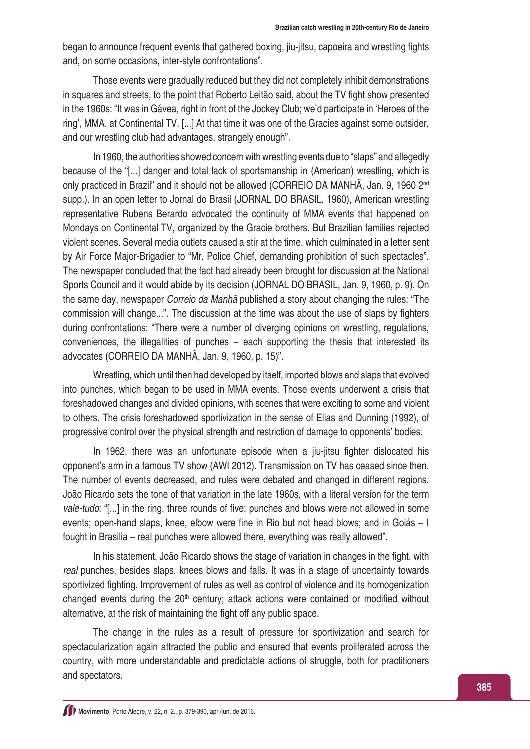began to announce frequent events that gathered boxing, jiu-jitsu, capoeira and wrestling fights and, on some occasions, inter-style confrontations".

Those events were gradually reduced but they did not completely inhibit demonstrations in squares and streets, to the point that Roberto Leitão said, about the TV fight show presented in the 1960s: "It was in Gávea, right in front of the Jockey Club; we'd participate in 'Heroes of the ring', MMA, at Continental TV. [...] At that time it was one of the Gracies against some outsider, and our wrestling club had advantages, strangely enough".

In 1960, the authorities showed concern with wrestling events due to "slaps" and allegedly because of the "[...] danger and total lack of sportsmanship in (American) wrestling, which is only practiced in Brazil" and it should not be allowed (CORREIO DA MANHÃ, Jan. 9, 1960 2nd supp.). In an open letter to Jornal do Brasil (JORNAL DO BRASIL, 1960), American wrestling representative Rubens Berardo advocated the continuity of MMA events that happened on Mondays on Continental TV, organized by the Gracie brothers. But Brazilian families rejected violent scenes. Several media outlets caused a stir at the time, which culminated in a letter sent by Air Force Major-Brigadier to "Mr. Police Chief, demanding prohibition of such spectacles". The newspaper concluded that the fact had already been brought for discussion at the National Sports Council and it would abide by its decision (JORNAL DO BRASIL, Jan. 9, 1960, p. 9). On the same day, newspaper *Correio da Manhã* published a story about changing the rules: "The commission will change...". The discussion at the time was about the use of slaps by fighters during confrontations: "There were a number of diverging opinions on wrestling, regulations, conveniences, the illegalities of punches – each supporting the thesis that interested its advocates (CORREIO DA MANHÃ, Jan. 9, 1960, p. 15)".

Wrestling, which until then had developed by itself, imported blows and slaps that evolved into punches, which began to be used in MMA events. Those events underwent a crisis that foreshadowed changes and divided opinions, with scenes that were exciting to some and violent to others. The crisis foreshadowed sportivization in the sense of Elias and Dunning (1992), of progressive control over the physical strength and restriction of damage to opponents' bodies.

In 1962, there was an unfortunate episode when a jiu-jitsu fighter dislocated his opponent's arm in a famous TV show (AWI 2012). Transmission on TV has ceased since then. The number of events decreased, and rules were debated and changed in different regions. João Ricardo sets the tone of that variation in the late 1960s, with a literal version for the term *vale-tudo*: "[...] in the ring, three rounds of five; punches and blows were not allowed in some events; open-hand slaps, knee, elbow were fine in Rio but not head blows; and in Goiás – I fought in Brasilia – real punches were allowed there, everything was really allowed".

In his statement, João Ricardo shows the stage of variation in changes in the fight, with *real* punches, besides slaps, knees blows and falls. It was in a stage of uncertainty towards sportivized fighting. Improvement of rules as well as control of violence and its homogenization changed events during the 20th century; attack actions were contained or modified without alternative, at the risk of maintaining the fight off any public space.

The change in the rules as a result of pressure for sportivization and search for spectacularization again attracted the public and ensured that events proliferated across the country, with more understandable and predictable actions of struggle, both for practitioners and spectators.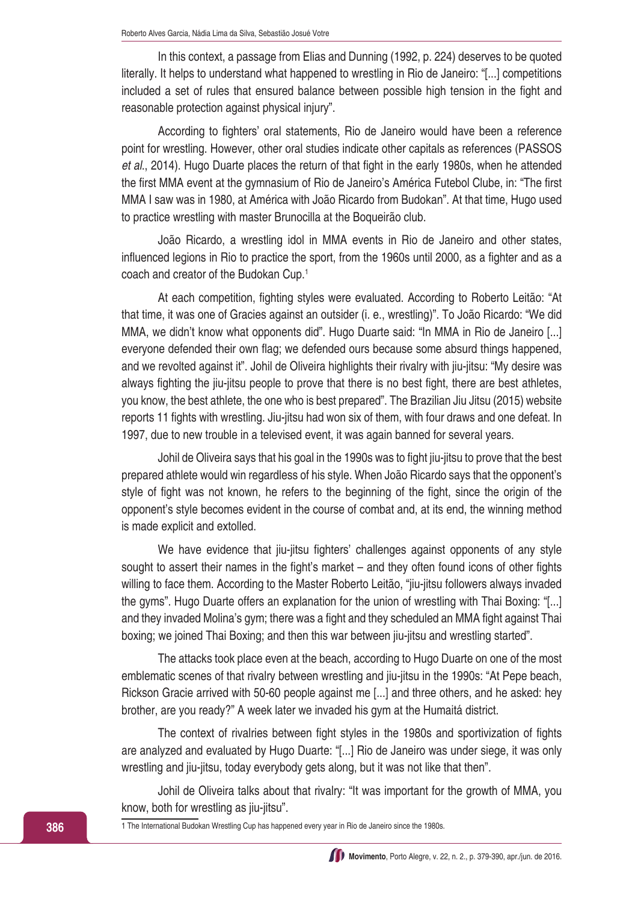In this context, a passage from Elias and Dunning (1992, p. 224) deserves to be quoted literally. It helps to understand what happened to wrestling in Rio de Janeiro: "[...] competitions included a set of rules that ensured balance between possible high tension in the fight and reasonable protection against physical injury".

According to fighters' oral statements, Rio de Janeiro would have been a reference point for wrestling. However, other oral studies indicate other capitals as references (PASSOS *et al.*, 2014). Hugo Duarte places the return of that fight in the early 1980s, when he attended the first MMA event at the gymnasium of Rio de Janeiro's América Futebol Clube, in: "The first MMA I saw was in 1980, at América with João Ricardo from Budokan". At that time, Hugo used to practice wrestling with master Brunocilla at the Boqueirão club.

João Ricardo, a wrestling idol in MMA events in Rio de Janeiro and other states, influenced legions in Rio to practice the sport, from the 1960s until 2000, as a fighter and as a coach and creator of the Budokan Cup.[1]

At each competition, fighting styles were evaluated. According to Roberto Leitão: "At that time, it was one of Gracies against an outsider (i. e., wrestling)". To João Ricardo: "We did MMA, we didn't know what opponents did". Hugo Duarte said: "In MMA in Rio de Janeiro [...] everyone defended their own flag; we defended ours because some absurd things happened, and we revolted against it". Johil de Oliveira highlights their rivalry with jiu-jitsu: "My desire was always fighting the jiu-jitsu people to prove that there is no best fight, there are best athletes, you know, the best athlete, the one who is best prepared". The Brazilian Jiu Jitsu (2015) website reports 11 fights with wrestling. Jiu-jitsu had won six of them, with four draws and one defeat. In 1997, due to new trouble in a televised event, it was again banned for several years.

Johil de Oliveira says that his goal in the 1990s was to fight jiu-jitsu to prove that the best prepared athlete would win regardless of his style. When João Ricardo says that the opponent's style of fight was not known, he refers to the beginning of the fight, since the origin of the opponent's style becomes evident in the course of combat and, at its end, the winning method is made explicit and extolled.

We have evidence that jiu-jitsu fighters' challenges against opponents of any style sought to assert their names in the fight's market – and they often found icons of other fights willing to face them. According to the Master Roberto Leitão, "jiu-jitsu followers always invaded the gyms". Hugo Duarte offers an explanation for the union of wrestling with Thai Boxing: "[...] and they invaded Molina's gym; there was a fight and they scheduled an MMA fight against Thai boxing; we joined Thai Boxing; and then this war between jiu-jitsu and wrestling started".

The attacks took place even at the beach, according to Hugo Duarte on one of the most emblematic scenes of that rivalry between wrestling and jiu-jitsu in the 1990s: "At Pepe beach, Rickson Gracie arrived with 50-60 people against me [...] and three others, and he asked: hey brother, are you ready?" A week later we invaded his gym at the Humaitá district.

The context of rivalries between fight styles in the 1980s and sportivization of fights are analyzed and evaluated by Hugo Duarte: "[...] Rio de Janeiro was under siege, it was only wrestling and jiu-jitsu, today everybody gets along, but it was not like that then".

Johil de Oliveira talks about that rivalry: "It was important for the growth of MMA, you know, both for wrestling as jiu-jitsu".

[1] The International Budokan Wrestling Cup has happened every year in Rio de Janeiro since the 1980s.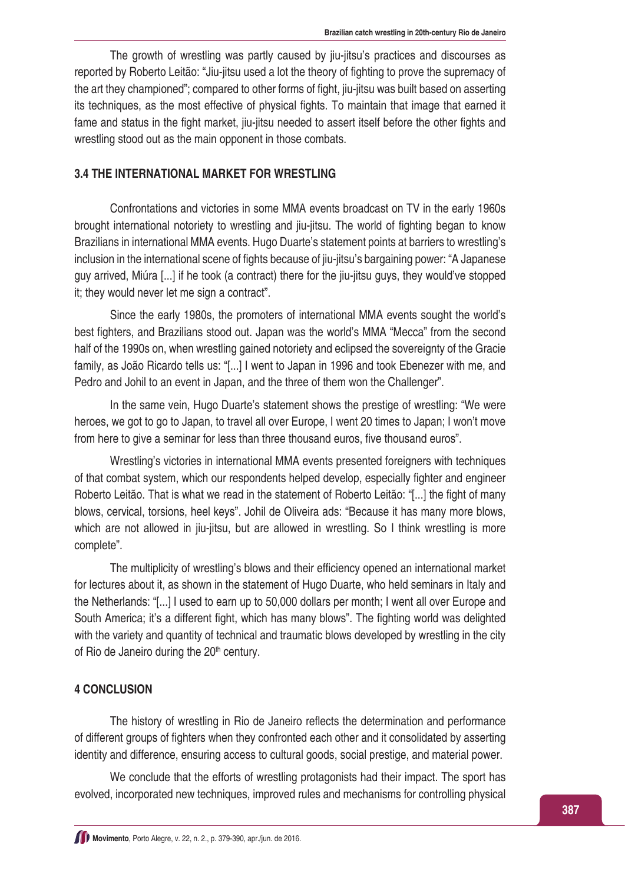The growth of wrestling was partly caused by jiu-jitsu's practices and discourses as reported by Roberto Leitão: "Jiu-jitsu used a lot the theory of fighting to prove the supremacy of the art they championed"; compared to other forms of fight, jiu-jitsu was built based on asserting its techniques, as the most effective of physical fights. To maintain that image that earned it fame and status in the fight market, jiu-jitsu needed to assert itself before the other fights and wrestling stood out as the main opponent in those combats.

### 3.4 THE INTERNATIONAL MARKET FOR WRESTLING

Confrontations and victories in some MMA events broadcast on TV in the early 1960s brought international notoriety to wrestling and jiu-jitsu. The world of fighting began to know Brazilians in international MMA events. Hugo Duarte's statement points at barriers to wrestling's inclusion in the international scene of fights because of jiu-jitsu's bargaining power: "A Japanese guy arrived, Miúra [...] if he took (a contract) there for the jiu-jitsu guys, they would've stopped it; they would never let me sign a contract".

Since the early 1980s, the promoters of international MMA events sought the world's best fighters, and Brazilians stood out. Japan was the world's MMA "Mecca" from the second half of the 1990s on, when wrestling gained notoriety and eclipsed the sovereignty of the Gracie family, as João Ricardo tells us: "[...] I went to Japan in 1996 and took Ebenezer with me, and Pedro and Johil to an event in Japan, and the three of them won the Challenger".

In the same vein, Hugo Duarte's statement shows the prestige of wrestling: "We were heroes, we got to go to Japan, to travel all over Europe, I went 20 times to Japan; I won't move from here to give a seminar for less than three thousand euros, five thousand euros".

Wrestling's victories in international MMA events presented foreigners with techniques of that combat system, which our respondents helped develop, especially fighter and engineer Roberto Leitão. That is what we read in the statement of Roberto Leitão: "[...] the fight of many blows, cervical, torsions, heel keys". Johil de Oliveira ads: "Because it has many more blows, which are not allowed in jiu-jitsu, but are allowed in wrestling. So I think wrestling is more complete".

The multiplicity of wrestling's blows and their efficiency opened an international market for lectures about it, as shown in the statement of Hugo Duarte, who held seminars in Italy and the Netherlands: "[...] I used to earn up to 50,000 dollars per month; I went all over Europe and South America; it's a different fight, which has many blows". The fighting world was delighted with the variety and quantity of technical and traumatic blows developed by wrestling in the city of Rio de Janeiro during the 20th century.

## 4 CONCLUSION

The history of wrestling in Rio de Janeiro reflects the determination and performance of different groups of fighters when they confronted each other and it consolidated by asserting identity and difference, ensuring access to cultural goods, social prestige, and material power.

We conclude that the efforts of wrestling protagonists had their impact. The sport has evolved, incorporated new techniques, improved rules and mechanisms for controlling physical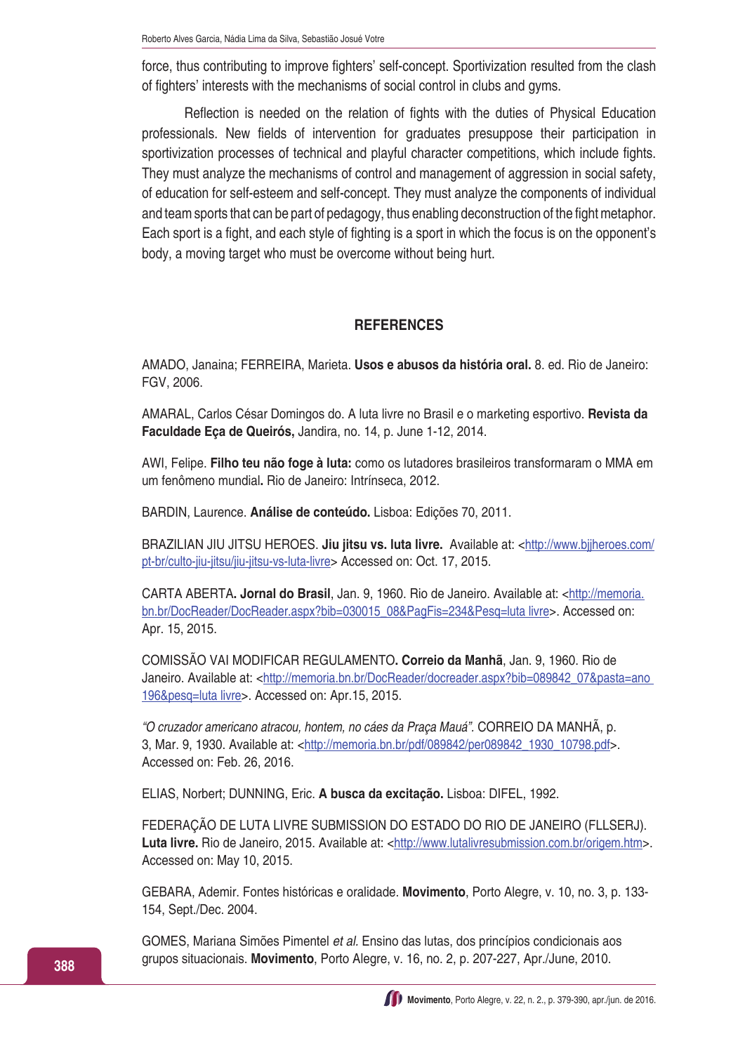force, thus contributing to improve fighters' self-concept. Sportivization resulted from the clash of fighters' interests with the mechanisms of social control in clubs and gyms.

Reflection is needed on the relation of fights with the duties of Physical Education professionals. New fields of intervention for graduates presuppose their participation in sportivization processes of technical and playful character competitions, which include fights. They must analyze the mechanisms of control and management of aggression in social safety, of education for self-esteem and self-concept. They must analyze the components of individual and team sports that can be part of pedagogy, thus enabling deconstruction of the fight metaphor. Each sport is a fight, and each style of fighting is a sport in which the focus is on the opponent's body, a moving target who must be overcome without being hurt.

## REFERENCES

AMADO, Janaina; FERREIRA, Marieta. **Usos e abusos da história oral.** 8. ed. Rio de Janeiro: FGV, 2006.

AMARAL, Carlos César Domingos do. A luta livre no Brasil e o marketing esportivo. **Revista da Faculdade Eça de Queirós,** Jandira, no. 14, p. June 1-12, 2014.

AWI, Felipe. **Filho teu não foge à luta:** como os lutadores brasileiros transformaram o MMA em um fenômeno mundial**.** Rio de Janeiro: Intrínseca, 2012.

BARDIN, Laurence. **Análise de conteúdo.** Lisboa: Edições 70, 2011.

BRAZILIAN JIU JITSU HEROES. **Jiu jitsu vs. luta livre.** Available at: <http://www.bjjheroes.com/pt-br/culto-jiu-jitsu/jiu-jitsu-vs-luta-livre> Accessed on: Oct. 17, 2015.

CARTA ABERTA**. Jornal do Brasil**, Jan. 9, 1960. Rio de Janeiro. Available at: <http://memoria.bn.br/DocReader/DocReader.aspx?bib=030015_08&PagFis=234&Pesq=luta livre>. Accessed on: Apr. 15, 2015.

COMISSÃO VAI MODIFICAR REGULAMENTO**. Correio da Manhã**, Jan. 9, 1960. Rio de Janeiro. Available at: <http://memoria.bn.br/DocReader/docreader.aspx?bib=089842_07&pasta=ano 196&pesq=luta livre>. Accessed on: Apr.15, 2015.

*"O cruzador americano atracou, hontem, no cáes da Praça Mauá".* CORREIO DA MANHÃ, p. 3, Mar. 9, 1930. Available at: <http://memoria.bn.br/pdf/089842/per089842_1930_10798.pdf>. Accessed on: Feb. 26, 2016.

ELIAS, Norbert; DUNNING, Eric. **A busca da excitação.** Lisboa: DIFEL, 1992.

FEDERAÇÃO DE LUTA LIVRE SUBMISSION DO ESTADO DO RIO DE JANEIRO (FLLSERJ). **Luta livre.** Rio de Janeiro, 2015. Available at: <http://www.lutalivresubmission.com.br/origem.htm>. Accessed on: May 10, 2015.

GEBARA, Ademir. Fontes históricas e oralidade. **Movimento**, Porto Alegre, v. 10, no. 3, p. 133-154, Sept./Dec. 2004.

GOMES, Mariana Simões Pimentel *et al.* Ensino das lutas, dos princípios condicionais aos grupos situacionais. **Movimento**, Porto Alegre, v. 16, no. 2, p. 207-227, Apr./June, 2010.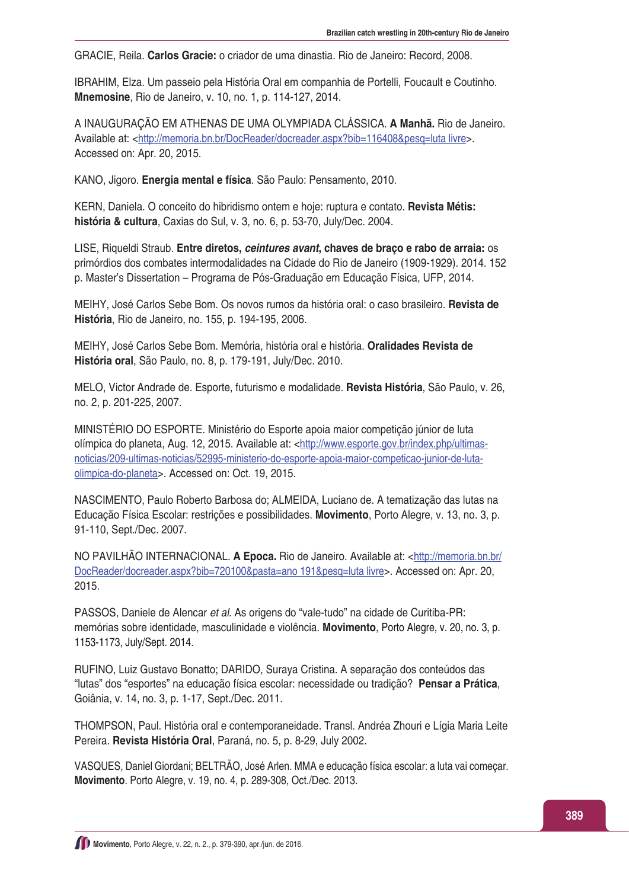GRACIE, Reila. **Carlos Gracie:** o criador de uma dinastia. Rio de Janeiro: Record, 2008.

IBRAHIM, Elza. Um passeio pela História Oral em companhia de Portelli, Foucault e Coutinho. **Mnemosine**, Rio de Janeiro, v. 10, no. 1, p. 114-127, 2014.

A INAUGURAÇÃO EM ATHENAS DE UMA OLYMPIADA CLÁSSICA. **A Manhã.** Rio de Janeiro. Available at: <http://memoria.bn.br/DocReader/docreader.aspx?bib=116408&pesq=luta livre>. Accessed on: Apr. 20, 2015.

KANO, Jigoro. **Energia mental e física**. São Paulo: Pensamento, 2010.

KERN, Daniela. O conceito do hibridismo ontem e hoje: ruptura e contato. **Revista Métis: história & cultura**, Caxias do Sul, v. 3, no. 6, p. 53-70, July/Dec. 2004.

LISE, Riqueldi Straub. **Entre diretos, *ceintures avant*, chaves de braço e rabo de arraia:** os primórdios dos combates intermodalidades na Cidade do Rio de Janeiro (1909-1929). 2014. 152 p. Master's Dissertation – Programa de Pós-Graduação em Educação Física, UFP, 2014.

MEIHY, José Carlos Sebe Bom. Os novos rumos da história oral: o caso brasileiro. **Revista de História**, Rio de Janeiro, no. 155, p. 194-195, 2006.

MEIHY, José Carlos Sebe Bom. Memória, história oral e história. **Oralidades Revista de História oral**, São Paulo, no. 8, p. 179-191, July/Dec. 2010.

MELO, Victor Andrade de. Esporte, futurismo e modalidade. **Revista História**, São Paulo, v. 26, no. 2, p. 201-225, 2007.

MINISTÉRIO DO ESPORTE. Ministério do Esporte apoia maior competição júnior de luta olímpica do planeta, Aug. 12, 2015. Available at: <http://www.esporte.gov.br/index.php/ultimas-noticias/209-ultimas-noticias/52995-ministerio-do-esporte-apoia-maior-competicao-junior-de-luta-olimpica-do-planeta>. Accessed on: Oct. 19, 2015.

NASCIMENTO, Paulo Roberto Barbosa do; ALMEIDA, Luciano de. A tematização das lutas na Educação Física Escolar: restrições e possibilidades. **Movimento**, Porto Alegre, v. 13, no. 3, p. 91-110, Sept./Dec. 2007.

NO PAVILHÃO INTERNACIONAL. **A Epoca.** Rio de Janeiro. Available at: <http://memoria.bn.br/DocReader/docreader.aspx?bib=720100&pasta=ano 191&pesq=luta livre>. Accessed on: Apr. 20, 2015.

PASSOS, Daniele de Alencar *et al.* As origens do "vale-tudo" na cidade de Curitiba-PR: memórias sobre identidade, masculinidade e violência. **Movimento**, Porto Alegre, v. 20, no. 3, p. 1153-1173, July/Sept. 2014.

RUFINO, Luiz Gustavo Bonatto; DARIDO, Suraya Cristina. A separação dos conteúdos das "lutas" dos "esportes" na educação física escolar: necessidade ou tradição? **Pensar a Prática**, Goiânia, v. 14, no. 3, p. 1-17, Sept./Dec. 2011.

THOMPSON, Paul. História oral e contemporaneidade. Transl. Andréa Zhouri e Lígia Maria Leite Pereira. **Revista História Oral**, Paraná, no. 5, p. 8-29, July 2002.

VASQUES, Daniel Giordani; BELTRÃO, José Arlen. MMA e educação física escolar: a luta vai começar. **Movimento**. Porto Alegre, v. 19, no. 4, p. 289-308, Oct./Dec. 2013.